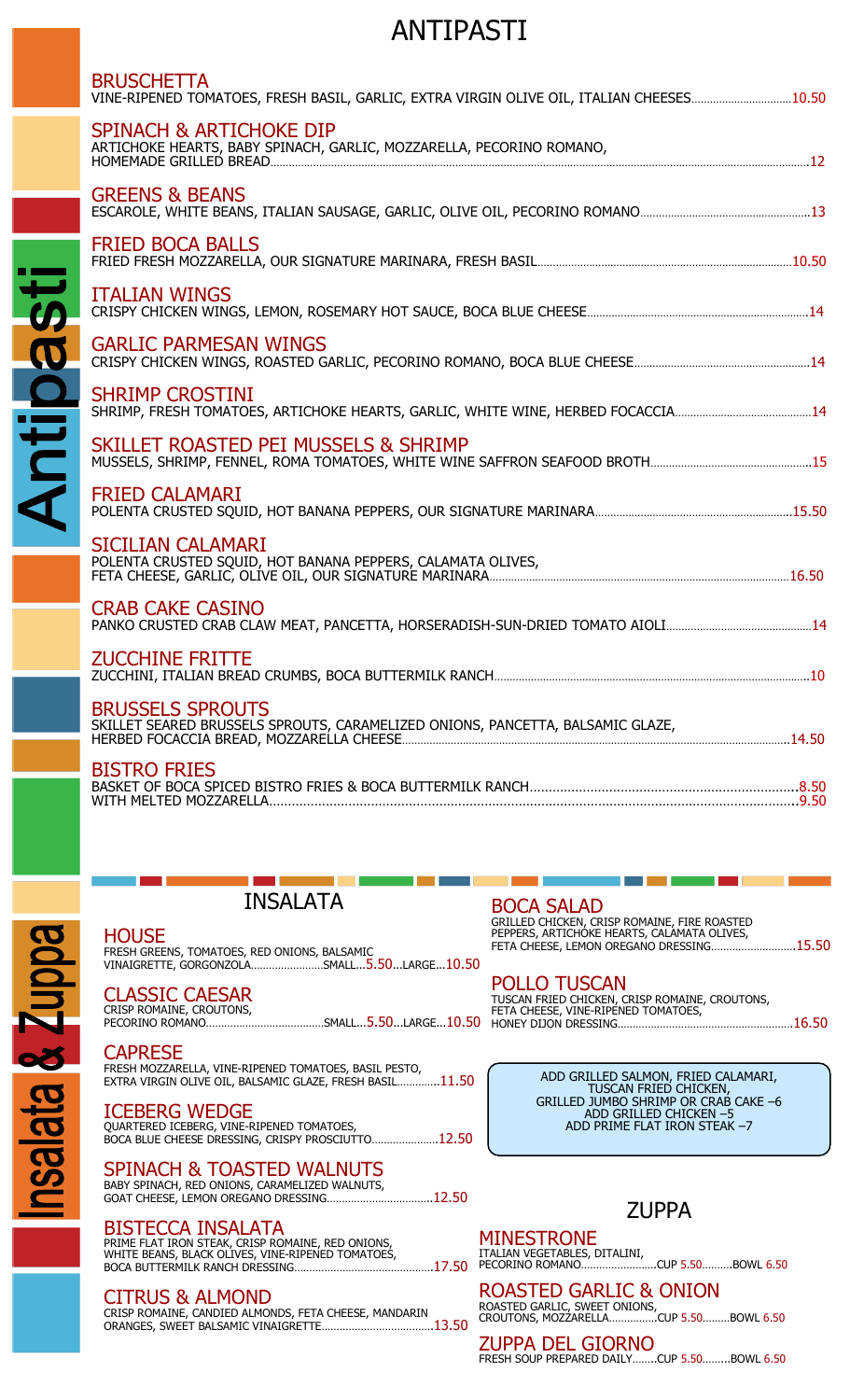# ANTIPASTI

**Antipasti**

## BRUSCHETTA
VINE-RIPENED TOMATOES, FRESH BASIL, GARLIC, EXTRA VIRGIN OLIVE OIL, ITALIAN CHEESES....10.50

## SPINACH & ARTICHOKE DIP
ARTICHOKE HEARTS, BABY SPINACH, GARLIC, MOZZARELLA, PECORINO ROMANO, HOMEMADE GRILLED BREAD....12

## GREENS & BEANS
ESCAROLE, WHITE BEANS, ITALIAN SAUSAGE, GARLIC, OLIVE OIL, PECORINO ROMANO....13

## FRIED BOCA BALLS
FRIED FRESH MOZZARELLA, OUR SIGNATURE MARINARA, FRESH BASIL....10.50

## ITALIAN WINGS
CRISPY CHICKEN WINGS, LEMON, ROSEMARY HOT SAUCE, BOCA BLUE CHEESE....14

## GARLIC PARMESAN WINGS
CRISPY CHICKEN WINGS, ROASTED GARLIC, PECORINO ROMANO, BOCA BLUE CHEESE....14

## SHRIMP CROSTINI
SHRIMP, FRESH TOMATOES, ARTICHOKE HEARTS, GARLIC, WHITE WINE, HERBED FOCACCIA....14

## SKILLET ROASTED PEI MUSSELS & SHRIMP
MUSSELS, SHRIMP, FENNEL, ROMA TOMATOES, WHITE WINE SAFFRON SEAFOOD BROTH....15

## FRIED CALAMARI
POLENTA CRUSTED SQUID, HOT BANANA PEPPERS, OUR SIGNATURE MARINARA....15.50

## SICILIAN CALAMARI
POLENTA CRUSTED SQUID, HOT BANANA PEPPERS, CALAMATA OLIVES, FETA CHEESE, GARLIC, OLIVE OIL, OUR SIGNATURE MARINARA....16.50

## CRAB CAKE CASINO
PANKO CRUSTED CRAB CLAW MEAT, PANCETTA, HORSERADISH-SUN-DRIED TOMATO AIOLI....14

## ZUCCHINE FRITTE
ZUCCHINI, ITALIAN BREAD CRUMBS, BOCA BUTTERMILK RANCH....10

## BRUSSELS SPROUTS
SKILLET SEARED BRUSSELS SPROUTS, CARAMELIZED ONIONS, PANCETTA, BALSAMIC GLAZE, HERBED FOCACCIA BREAD, MOZZARELLA CHEESE....14.50

## BISTRO FRIES
BASKET OF BOCA SPICED BISTRO FRIES & BOCA BUTTERMILK RANCH....8.50
WITH MELTED MOZZARELLA....9.50

**Insalata & Zuppa**

# INSALATA

## HOUSE
FRESH GREENS, TOMATOES, RED ONIONS, BALSAMIC VINAIGRETTE, GORGONZOLA....SMALL...5.50...LARGE...10.50

## CLASSIC CAESAR
CRISP ROMAINE, CROUTONS, PECORINO ROMANO....SMALL...5.50...LARGE...10.50

## CAPRESE
FRESH MOZZARELLA, VINE-RIPENED TOMATOES, BASIL PESTO, EXTRA VIRGIN OLIVE OIL, BALSAMIC GLAZE, FRESH BASIL....11.50

## ICEBERG WEDGE
QUARTERED ICEBERG, VINE-RIPENED TOMATOES, BOCA BLUE CHEESE DRESSING, CRISPY PROSCIUTTO....12.50

## SPINACH & TOASTED WALNUTS
BABY SPINACH, RED ONIONS, CARAMELIZED WALNUTS, GOAT CHEESE, LEMON OREGANO DRESSING....12.50

## BISTECCA INSALATA
PRIME FLAT IRON STEAK, CRISP ROMAINE, RED ONIONS, WHITE BEANS, BLACK OLIVES, VINE-RIPENED TOMATOES, BOCA BUTTERMILK RANCH DRESSING....17.50

## CITRUS & ALMOND
CRISP ROMAINE, CANDIED ALMONDS, FETA CHEESE, MANDARIN ORANGES, SWEET BALSAMIC VINAIGRETTE....13.50

## BOCA SALAD
GRILLED CHICKEN, CRISP ROMAINE, FIRE ROASTED PEPPERS, ARTICHOKE HEARTS, CALAMATA OLIVES, FETA CHEESE, LEMON OREGANO DRESSING....15.50

## POLLO TUSCAN
TUSCAN FRIED CHICKEN, CRISP ROMAINE, CROUTONS, FETA CHEESE, VINE-RIPENED TOMATOES, HONEY DIJON DRESSING....16.50

ADD GRILLED SALMON, FRIED CALAMARI, TUSCAN FRIED CHICKEN, GRILLED JUMBO SHRIMP OR CRAB CAKE –6
ADD GRILLED CHICKEN –5
ADD PRIME FLAT IRON STEAK –7

# ZUPPA

## MINESTRONE
ITALIAN VEGETABLES, DITALINI, PECORINO ROMANO....CUP 5.50....BOWL 6.50

## ROASTED GARLIC & ONION
ROASTED GARLIC, SWEET ONIONS, CROUTONS, MOZZARELLA....CUP 5.50....BOWL 6.50

## ZUPPA DEL GIORNO
FRESH SOUP PREPARED DAILY....CUP 5.50....BOWL 6.50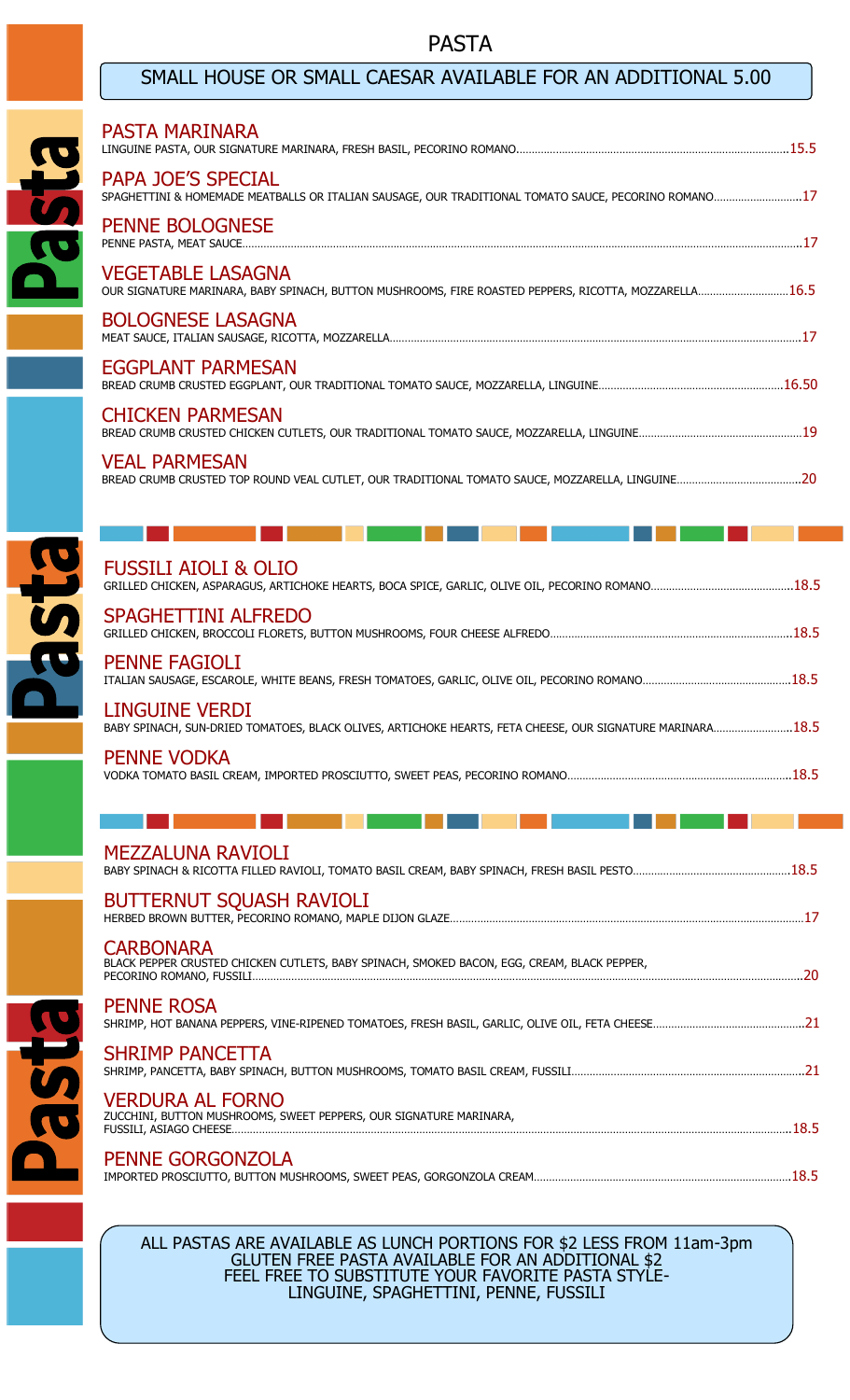# PASTA

**SMALL HOUSE OR SMALL CAESAR AVAILABLE FOR AN ADDITIONAL 5.00**

## PASTA MARINARA
LINGUINE PASTA, OUR SIGNATURE MARINARA, FRESH BASIL, PECORINO ROMANO.......15.5

## PAPA JOE'S SPECIAL
SPAGHETTINI & HOMEMADE MEATBALLS OR ITALIAN SAUSAGE, OUR TRADITIONAL TOMATO SAUCE, PECORINO ROMANO.......17

## PENNE BOLOGNESE
PENNE PASTA, MEAT SAUCE.......17

## VEGETABLE LASAGNA
OUR SIGNATURE MARINARA, BABY SPINACH, BUTTON MUSHROOMS, FIRE ROASTED PEPPERS, RICOTTA, MOZZARELLA.......16.5

## BOLOGNESE LASAGNA
MEAT SAUCE, ITALIAN SAUSAGE, RICOTTA, MOZZARELLA.......17

## EGGPLANT PARMESAN
BREAD CRUMB CRUSTED EGGPLANT, OUR TRADITIONAL TOMATO SAUCE, MOZZARELLA, LINGUINE.......16.50

## CHICKEN PARMESAN
BREAD CRUMB CRUSTED CHICKEN CUTLETS, OUR TRADITIONAL TOMATO SAUCE, MOZZARELLA, LINGUINE.......19

## VEAL PARMESAN
BREAD CRUMB CRUSTED TOP ROUND VEAL CUTLET, OUR TRADITIONAL TOMATO SAUCE, MOZZARELLA, LINGUINE.......20

---

## FUSSILI AIOLI & OLIO
GRILLED CHICKEN, ASPARAGUS, ARTICHOKE HEARTS, BOCA SPICE, GARLIC, OLIVE OIL, PECORINO ROMANO.......18.5

## SPAGHETTINI ALFREDO
GRILLED CHICKEN, BROCCOLI FLORETS, BUTTON MUSHROOMS, FOUR CHEESE ALFREDO.......18.5

## PENNE FAGIOLI
ITALIAN SAUSAGE, ESCAROLE, WHITE BEANS, FRESH TOMATOES, GARLIC, OLIVE OIL, PECORINO ROMANO.......18.5

## LINGUINE VERDI
BABY SPINACH, SUN-DRIED TOMATOES, BLACK OLIVES, ARTICHOKE HEARTS, FETA CHEESE, OUR SIGNATURE MARINARA.......18.5

## PENNE VODKA
VODKA TOMATO BASIL CREAM, IMPORTED PROSCIUTTO, SWEET PEAS, PECORINO ROMANO.......18.5

---

## MEZZALUNA RAVIOLI
BABY SPINACH & RICOTTA FILLED RAVIOLI, TOMATO BASIL CREAM, BABY SPINACH, FRESH BASIL PESTO.......18.5

## BUTTERNUT SQUASH RAVIOLI
HERBED BROWN BUTTER, PECORINO ROMANO, MAPLE DIJON GLAZE.......17

## CARBONARA
BLACK PEPPER CRUSTED CHICKEN CUTLETS, BABY SPINACH, SMOKED BACON, EGG, CREAM, BLACK PEPPER, PECORINO ROMANO, FUSSILI.......20

## PENNE ROSA
SHRIMP, HOT BANANA PEPPERS, VINE-RIPENED TOMATOES, FRESH BASIL, GARLIC, OLIVE OIL, FETA CHEESE.......21

## SHRIMP PANCETTA
SHRIMP, PANCETTA, BABY SPINACH, BUTTON MUSHROOMS, TOMATO BASIL CREAM, FUSSILI.......21

## VERDURA AL FORNO
ZUCCHINI, BUTTON MUSHROOMS, SWEET PEPPERS, OUR SIGNATURE MARINARA, FUSSILI, ASIAGO CHEESE.......18.5

## PENNE GORGONZOLA
IMPORTED PROSCIUTTO, BUTTON MUSHROOMS, SWEET PEAS, GORGONZOLA CREAM.......18.5

ALL PASTAS ARE AVAILABLE AS LUNCH PORTIONS FOR $2 LESS FROM 11am-3pm
GLUTEN FREE PASTA AVAILABLE FOR AN ADDITIONAL $2
FEEL FREE TO SUBSTITUTE YOUR FAVORITE PASTA STYLE-
LINGUINE, SPAGHETTINI, PENNE, FUSSILI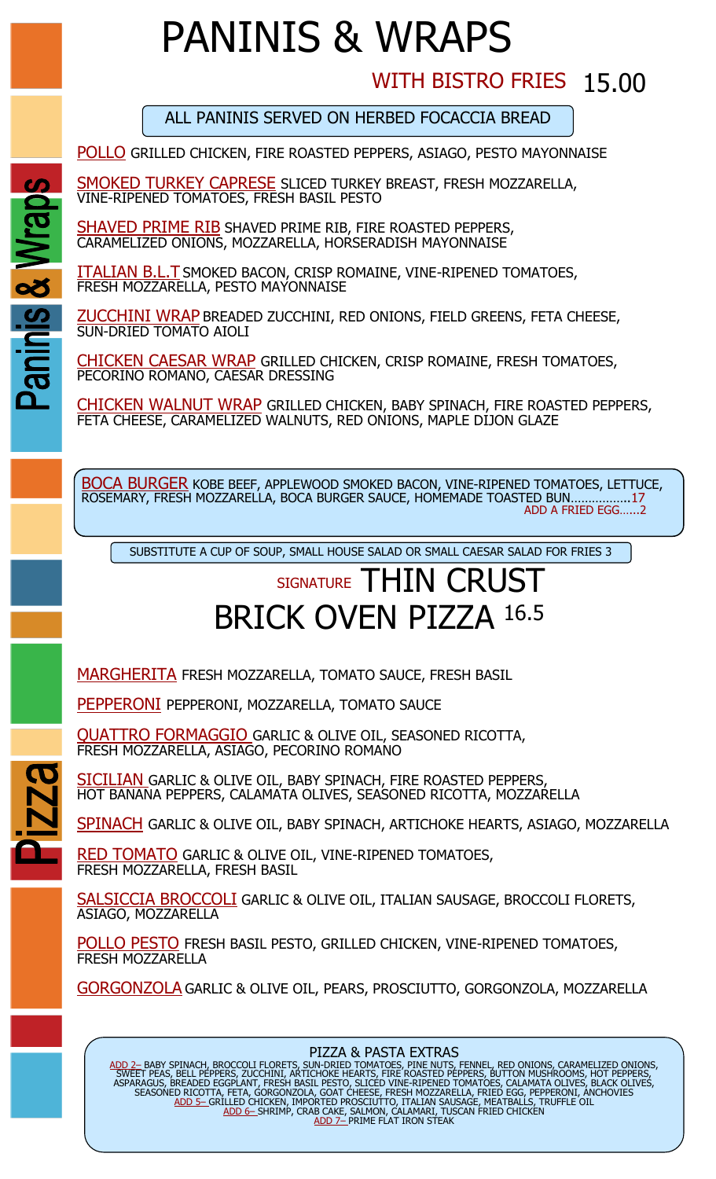# PANINIS & WRAPS

## WITH BISTRO FRIES 15.00

ALL PANINIS SERVED ON HERBED FOCACCIA BREAD

**POLLO** GRILLED CHICKEN, FIRE ROASTED PEPPERS, ASIAGO, PESTO MAYONNAISE

**SMOKED TURKEY CAPRESE** SLICED TURKEY BREAST, FRESH MOZZARELLA, VINE-RIPENED TOMATOES, FRESH BASIL PESTO

**SHAVED PRIME RIB** SHAVED PRIME RIB, FIRE ROASTED PEPPERS, CARAMELIZED ONIONS, MOZZARELLA, HORSERADISH MAYONNAISE

**ITALIAN B.L.T** SMOKED BACON, CRISP ROMAINE, VINE-RIPENED TOMATOES, FRESH MOZZARELLA, PESTO MAYONNAISE

**ZUCCHINI WRAP** BREADED ZUCCHINI, RED ONIONS, FIELD GREENS, FETA CHEESE, SUN-DRIED TOMATO AIOLI

**CHICKEN CAESAR WRAP** GRILLED CHICKEN, CRISP ROMAINE, FRESH TOMATOES, PECORINO ROMANO, CAESAR DRESSING

**CHICKEN WALNUT WRAP** GRILLED CHICKEN, BABY SPINACH, FIRE ROASTED PEPPERS, FETA CHEESE, CARAMELIZED WALNUTS, RED ONIONS, MAPLE DIJON GLAZE

**BOCA BURGER** KOBE BEEF, APPLEWOOD SMOKED BACON, VINE-RIPENED TOMATOES, LETTUCE, ROSEMARY, FRESH MOZZARELLA, BOCA BURGER SAUCE, HOMEMADE TOASTED BUN……………..17
ADD A FRIED EGG……2

SUBSTITUTE A CUP OF SOUP, SMALL HOUSE SALAD OR SMALL CAESAR SALAD FOR FRIES 3

# SIGNATURE THIN CRUST BRICK OVEN PIZZA 16.5

**MARGHERITA** FRESH MOZZARELLA, TOMATO SAUCE, FRESH BASIL

**PEPPERONI** PEPPERONI, MOZZARELLA, TOMATO SAUCE

**QUATTRO FORMAGGIO** GARLIC & OLIVE OIL, SEASONED RICOTTA, FRESH MOZZARELLA, ASIAGO, PECORINO ROMANO

**SICILIAN** GARLIC & OLIVE OIL, BABY SPINACH, FIRE ROASTED PEPPERS, HOT BANANA PEPPERS, CALAMATA OLIVES, SEASONED RICOTTA, MOZZARELLA

**SPINACH** GARLIC & OLIVE OIL, BABY SPINACH, ARTICHOKE HEARTS, ASIAGO, MOZZARELLA

**RED TOMATO** GARLIC & OLIVE OIL, VINE-RIPENED TOMATOES, FRESH MOZZARELLA, FRESH BASIL

**SALSICCIA BROCCOLI** GARLIC & OLIVE OIL, ITALIAN SAUSAGE, BROCCOLI FLORETS, ASIAGO, MOZZARELLA

**POLLO PESTO** FRESH BASIL PESTO, GRILLED CHICKEN, VINE-RIPENED TOMATOES, FRESH MOZZARELLA

**GORGONZOLA** GARLIC & OLIVE OIL, PEARS, PROSCIUTTO, GORGONZOLA, MOZZARELLA

### PIZZA & PASTA EXTRAS

ADD 2– BABY SPINACH, BROCCOLI FLORETS, SUN-DRIED TOMATOES, PINE NUTS, FENNEL, RED ONIONS, CARAMELIZED ONIONS, SWEET PEAS, BELL PEPPERS, ZUCCHINI, ARTICHOKE HEARTS, FIRE ROASTED PEPPERS, BUTTON MUSHROOMS, HOT PEPPERS, ASPARAGUS, BREADED EGGPLANT, FRESH BASIL PESTO, SLICED VINE-RIPENED TOMATOES, CALAMATA OLIVES, BLACK OLIVES, SEASONED RICOTTA, FETA, GORGONZOLA, GOAT CHEESE, FRESH MOZZARELLA, FRIED EGG, PEPPERONI, ANCHOVIES

ADD 5– GRILLED CHICKEN, IMPORTED PROSCIUTTO, ITALIAN SAUSAGE, MEATBALLS, TRUFFLE OIL

ADD 6– SHRIMP, CRAB CAKE, SALMON, CALAMARI, TUSCAN FRIED CHICKEN

ADD 7– PRIME FLAT IRON STEAK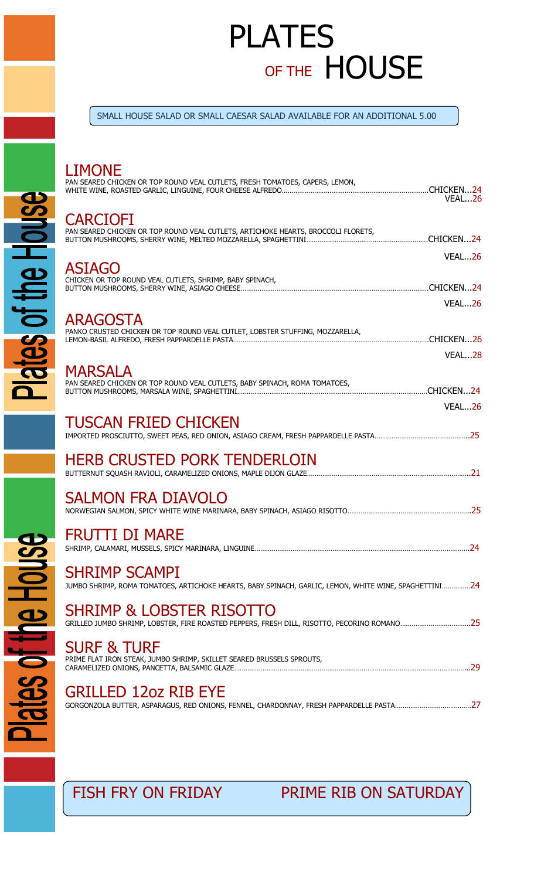# PLATES OF THE HOUSE

SMALL HOUSE SALAD OR SMALL CAESAR SALAD AVAILABLE FOR AN ADDITIONAL 5.00

## LIMONE

PAN SEARED CHICKEN OR TOP ROUND VEAL CUTLETS, FRESH TOMATOES, CAPERS, LEMON, WHITE WINE, ROASTED GARLIC, LINGUINE, FOUR CHEESE ALFREDO....CHICKEN...24  
VEAL...26

## CARCIOFI

PAN SEARED CHICKEN OR TOP ROUND VEAL CUTLETS, ARTICHOKE HEARTS, BROCCOLI FLORETS, BUTTON MUSHROOMS, SHERRY WINE, MELTED MOZZARELLA, SPAGHETTINI....CHICKEN...24  
VEAL...26

## ASIAGO

CHICKEN OR TOP ROUND VEAL CUTLETS, SHRIMP, BABY SPINACH, BUTTON MUSHROOMS, SHERRY WINE, ASIAGO CHEESE....CHICKEN...24  
VEAL...26

## ARAGOSTA

PANKO CRUSTED CHICKEN OR TOP ROUND VEAL CUTLET, LOBSTER STUFFING, MOZZARELLA, LEMON-BASIL ALFREDO, FRESH PAPPARDELLE PASTA....CHICKEN...26  
VEAL...28

## MARSALA

PAN SEARED CHICKEN OR TOP ROUND VEAL CUTLETS, BABY SPINACH, ROMA TOMATOES, BUTTON MUSHROOMS, MARSALA WINE, SPAGHETTINI....CHICKEN...24  
VEAL...26

## TUSCAN FRIED CHICKEN

IMPORTED PROSCIUTTO, SWEET PEAS, RED ONION, ASIAGO CREAM, FRESH PAPPARDELLE PASTA....25

## HERB CRUSTED PORK TENDERLOIN

BUTTERNUT SQUASH RAVIOLI, CARAMELIZED ONIONS, MAPLE DIJON GLAZE....21

## SALMON FRA DIAVOLO

NORWEGIAN SALMON, SPICY WHITE WINE MARINARA, BABY SPINACH, ASIAGO RISOTTO....25

## FRUTTI DI MARE

SHRIMP, CALAMARI, MUSSELS, SPICY MARINARA, LINGUINE....24

## SHRIMP SCAMPI

JUMBO SHRIMP, ROMA TOMATOES, ARTICHOKE HEARTS, BABY SPINACH, GARLIC, LEMON, WHITE WINE, SPAGHETTINI....24

## SHRIMP & LOBSTER RISOTTO

GRILLED JUMBO SHRIMP, LOBSTER, FIRE ROASTED PEPPERS, FRESH DILL, RISOTTO, PECORINO ROMANO....25

## SURF & TURF

PRIME FLAT IRON STEAK, JUMBO SHRIMP, SKILLET SEARED BRUSSELS SPROUTS, CARAMELIZED ONIONS, PANCETTA, BALSAMIC GLAZE....29

## GRILLED 12oz RIB EYE

GORGONZOLA BUTTER, ASPARAGUS, RED ONIONS, FENNEL, CHARDONNAY, FRESH PAPPARDELLE PASTA....27

FISH FRY ON FRIDAY PRIME RIB ON SATURDAY